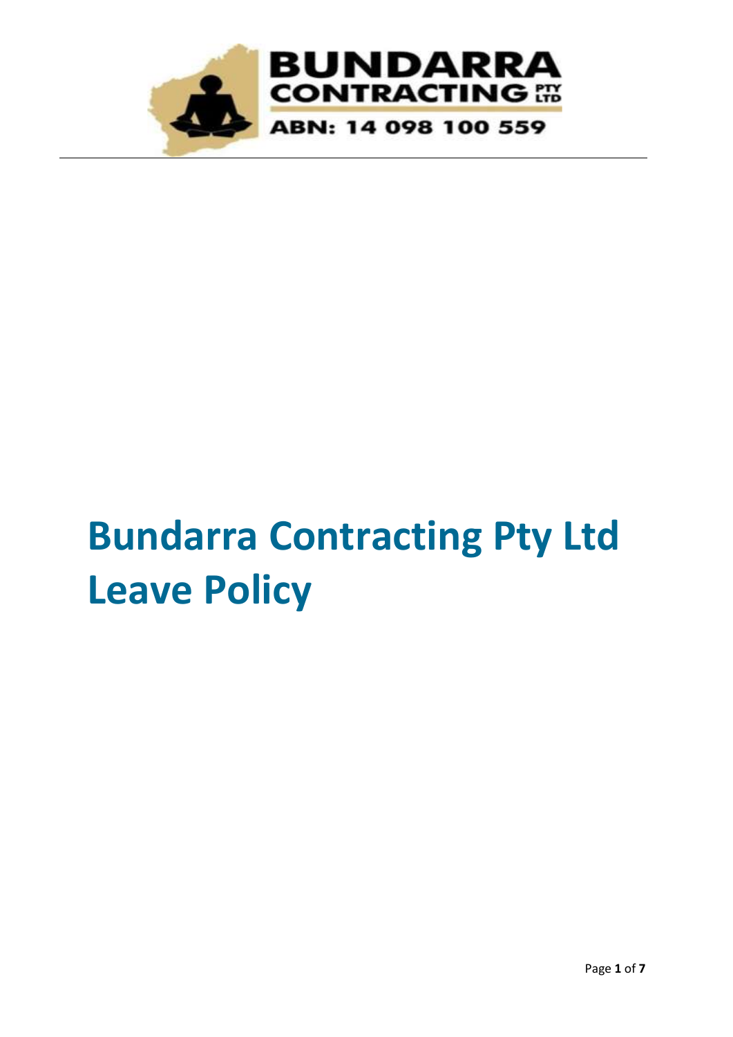BUNDARRA CONTRACTING PTY LTD

ABN: 14 098 100 559

# Bundarra Contracting Pty Ltd Leave Policy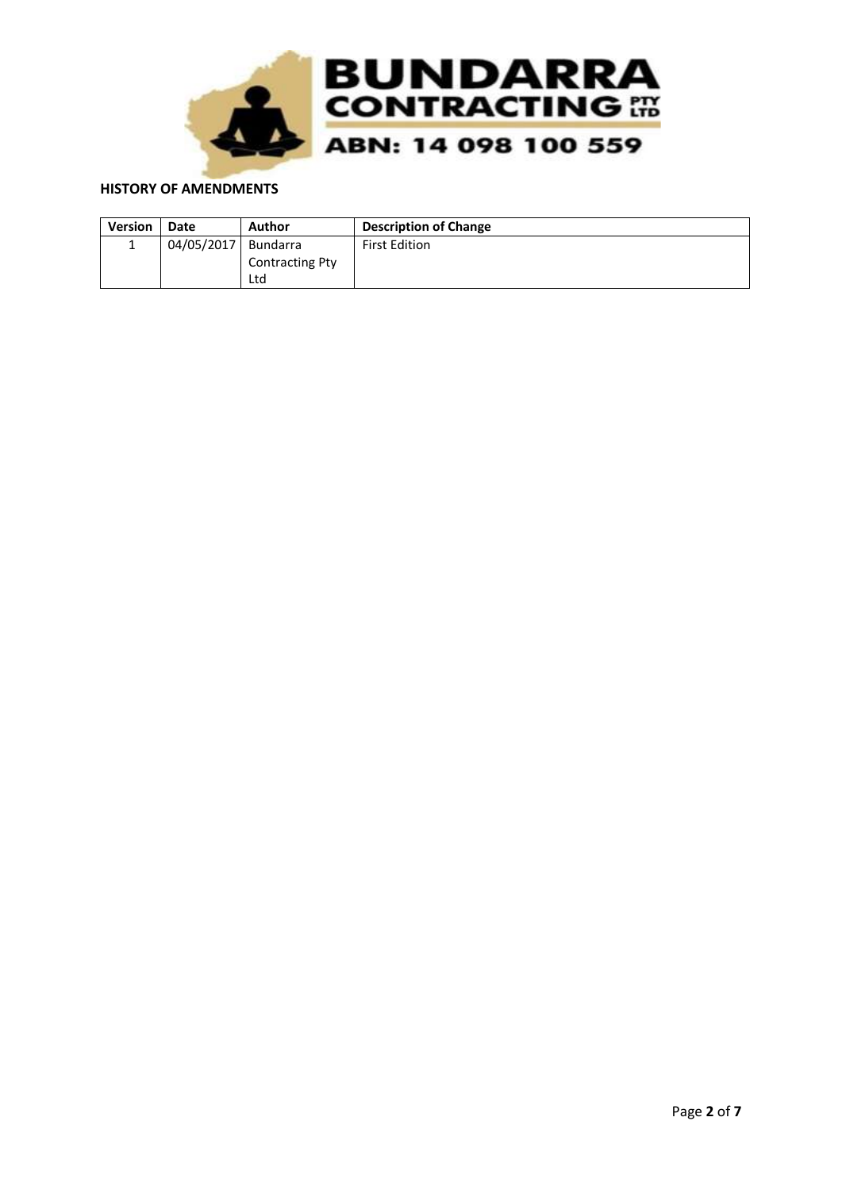**HISTORY OF AMENDMENTS**

| Version | Date | Author | Description of Change |
|---|---|---|---|
| 1 | 04/05/2017 | Bundarra Contracting Pty Ltd | First Edition |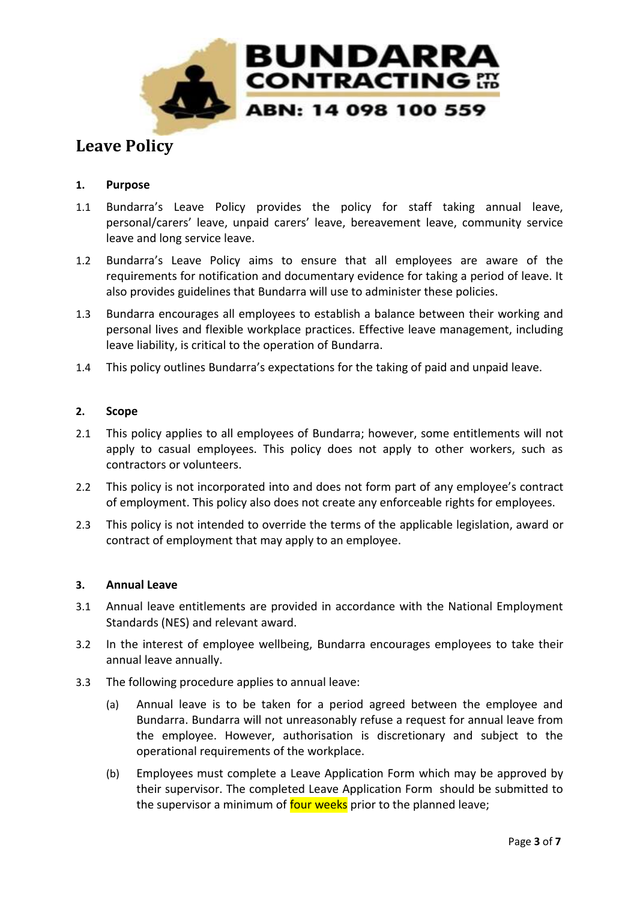# Leave Policy

**1. Purpose**

1.1 Bundarra's Leave Policy provides the policy for staff taking annual leave, personal/carers' leave, unpaid carers' leave, bereavement leave, community service leave and long service leave.

1.2 Bundarra's Leave Policy aims to ensure that all employees are aware of the requirements for notification and documentary evidence for taking a period of leave. It also provides guidelines that Bundarra will use to administer these policies.

1.3 Bundarra encourages all employees to establish a balance between their working and personal lives and flexible workplace practices. Effective leave management, including leave liability, is critical to the operation of Bundarra.

1.4 This policy outlines Bundarra's expectations for the taking of paid and unpaid leave.

**2. Scope**

2.1 This policy applies to all employees of Bundarra; however, some entitlements will not apply to casual employees. This policy does not apply to other workers, such as contractors or volunteers.

2.2 This policy is not incorporated into and does not form part of any employee's contract of employment. This policy also does not create any enforceable rights for employees.

2.3 This policy is not intended to override the terms of the applicable legislation, award or contract of employment that may apply to an employee.

**3. Annual Leave**

3.1 Annual leave entitlements are provided in accordance with the National Employment Standards (NES) and relevant award.

3.2 In the interest of employee wellbeing, Bundarra encourages employees to take their annual leave annually.

3.3 The following procedure applies to annual leave:

(a) Annual leave is to be taken for a period agreed between the employee and Bundarra. Bundarra will not unreasonably refuse a request for annual leave from the employee. However, authorisation is discretionary and subject to the operational requirements of the workplace.

(b) Employees must complete a Leave Application Form which may be approved by their supervisor. The completed Leave Application Form should be submitted to the supervisor a minimum of four weeks prior to the planned leave;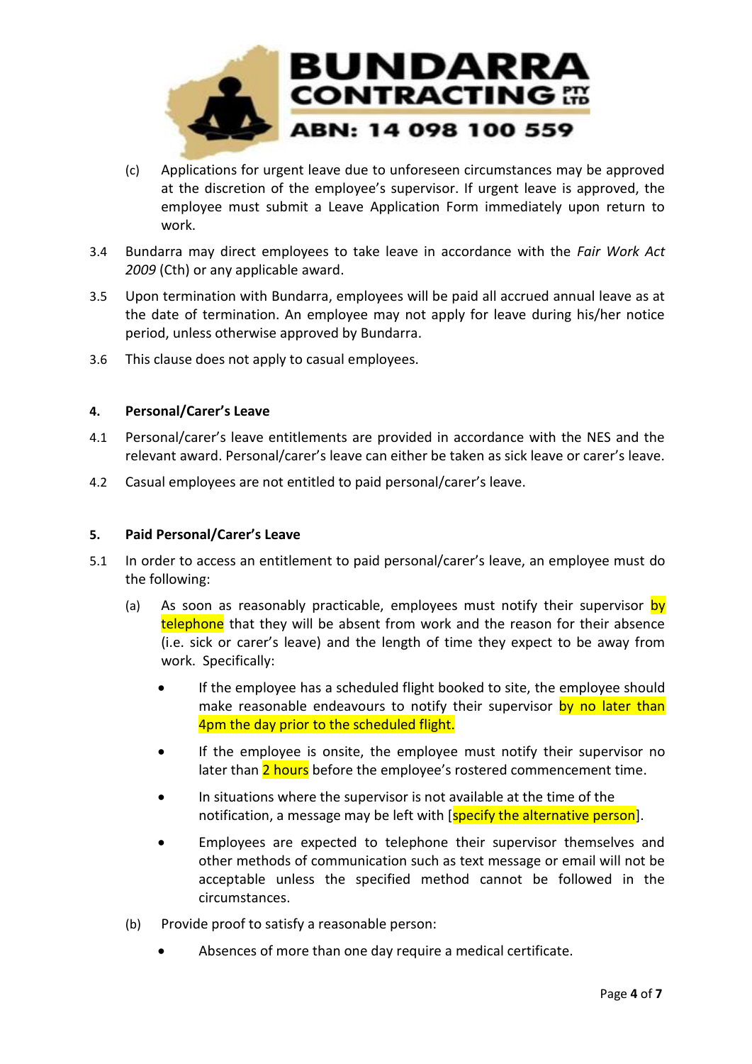(c) Applications for urgent leave due to unforeseen circumstances may be approved at the discretion of the employee's supervisor. If urgent leave is approved, the employee must submit a Leave Application Form immediately upon return to work.

3.4 Bundarra may direct employees to take leave in accordance with the *Fair Work Act 2009* (Cth) or any applicable award.

3.5 Upon termination with Bundarra, employees will be paid all accrued annual leave as at the date of termination. An employee may not apply for leave during his/her notice period, unless otherwise approved by Bundarra.

3.6 This clause does not apply to casual employees.

## 4. Personal/Carer's Leave

4.1 Personal/carer's leave entitlements are provided in accordance with the NES and the relevant award. Personal/carer's leave can either be taken as sick leave or carer's leave.

4.2 Casual employees are not entitled to paid personal/carer's leave.

## 5. Paid Personal/Carer's Leave

5.1 In order to access an entitlement to paid personal/carer's leave, an employee must do the following:

(a) As soon as reasonably practicable, employees must notify their supervisor by telephone that they will be absent from work and the reason for their absence (i.e. sick or carer's leave) and the length of time they expect to be away from work. Specifically:

- If the employee has a scheduled flight booked to site, the employee should make reasonable endeavours to notify their supervisor by no later than 4pm the day prior to the scheduled flight.
- If the employee is onsite, the employee must notify their supervisor no later than 2 hours before the employee's rostered commencement time.
- In situations where the supervisor is not available at the time of the notification, a message may be left with [specify the alternative person].
- Employees are expected to telephone their supervisor themselves and other methods of communication such as text message or email will not be acceptable unless the specified method cannot be followed in the circumstances.

(b) Provide proof to satisfy a reasonable person:

- Absences of more than one day require a medical certificate.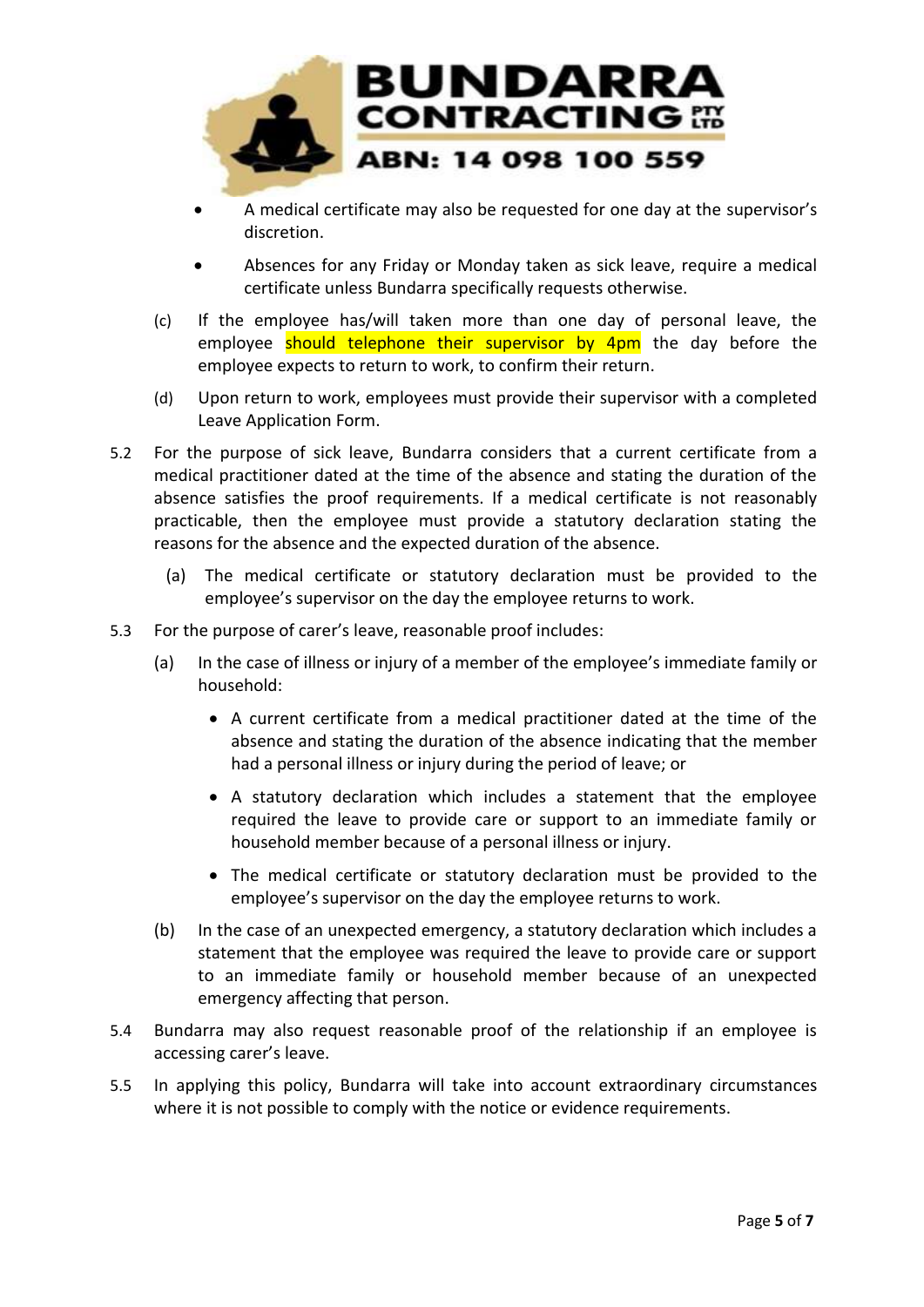- A medical certificate may also be requested for one day at the supervisor's discretion.
- Absences for any Friday or Monday taken as sick leave, require a medical certificate unless Bundarra specifically requests otherwise.

(c) If the employee has/will taken more than one day of personal leave, the employee should telephone their supervisor by 4pm the day before the employee expects to return to work, to confirm their return.

(d) Upon return to work, employees must provide their supervisor with a completed Leave Application Form.

5.2 For the purpose of sick leave, Bundarra considers that a current certificate from a medical practitioner dated at the time of the absence and stating the duration of the absence satisfies the proof requirements. If a medical certificate is not reasonably practicable, then the employee must provide a statutory declaration stating the reasons for the absence and the expected duration of the absence.

(a) The medical certificate or statutory declaration must be provided to the employee's supervisor on the day the employee returns to work.

5.3 For the purpose of carer's leave, reasonable proof includes:

(a) In the case of illness or injury of a member of the employee's immediate family or household:

- A current certificate from a medical practitioner dated at the time of the absence and stating the duration of the absence indicating that the member had a personal illness or injury during the period of leave; or
- A statutory declaration which includes a statement that the employee required the leave to provide care or support to an immediate family or household member because of a personal illness or injury.
- The medical certificate or statutory declaration must be provided to the employee's supervisor on the day the employee returns to work.

(b) In the case of an unexpected emergency, a statutory declaration which includes a statement that the employee was required the leave to provide care or support to an immediate family or household member because of an unexpected emergency affecting that person.

5.4 Bundarra may also request reasonable proof of the relationship if an employee is accessing carer's leave.

5.5 In applying this policy, Bundarra will take into account extraordinary circumstances where it is not possible to comply with the notice or evidence requirements.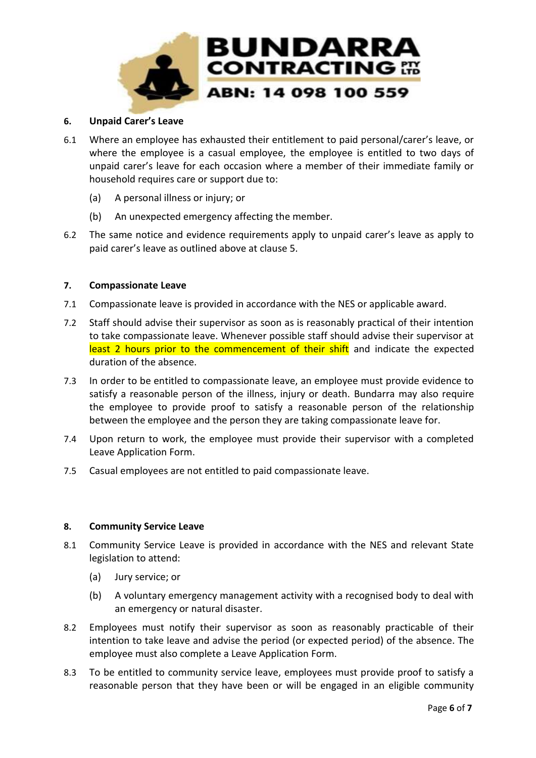## 6. Unpaid Carer's Leave

6.1 Where an employee has exhausted their entitlement to paid personal/carer's leave, or where the employee is a casual employee, the employee is entitled to two days of unpaid carer's leave for each occasion where a member of their immediate family or household requires care or support due to:

(a) A personal illness or injury; or

(b) An unexpected emergency affecting the member.

6.2 The same notice and evidence requirements apply to unpaid carer's leave as apply to paid carer's leave as outlined above at clause 5.

## 7. Compassionate Leave

7.1 Compassionate leave is provided in accordance with the NES or applicable award.

7.2 Staff should advise their supervisor as soon as is reasonably practical of their intention to take compassionate leave. Whenever possible staff should advise their supervisor at least 2 hours prior to the commencement of their shift and indicate the expected duration of the absence.

7.3 In order to be entitled to compassionate leave, an employee must provide evidence to satisfy a reasonable person of the illness, injury or death. Bundarra may also require the employee to provide proof to satisfy a reasonable person of the relationship between the employee and the person they are taking compassionate leave for.

7.4 Upon return to work, the employee must provide their supervisor with a completed Leave Application Form.

7.5 Casual employees are not entitled to paid compassionate leave.

## 8. Community Service Leave

8.1 Community Service Leave is provided in accordance with the NES and relevant State legislation to attend:

(a) Jury service; or

(b) A voluntary emergency management activity with a recognised body to deal with an emergency or natural disaster.

8.2 Employees must notify their supervisor as soon as reasonably practicable of their intention to take leave and advise the period (or expected period) of the absence. The employee must also complete a Leave Application Form.

8.3 To be entitled to community service leave, employees must provide proof to satisfy a reasonable person that they have been or will be engaged in an eligible community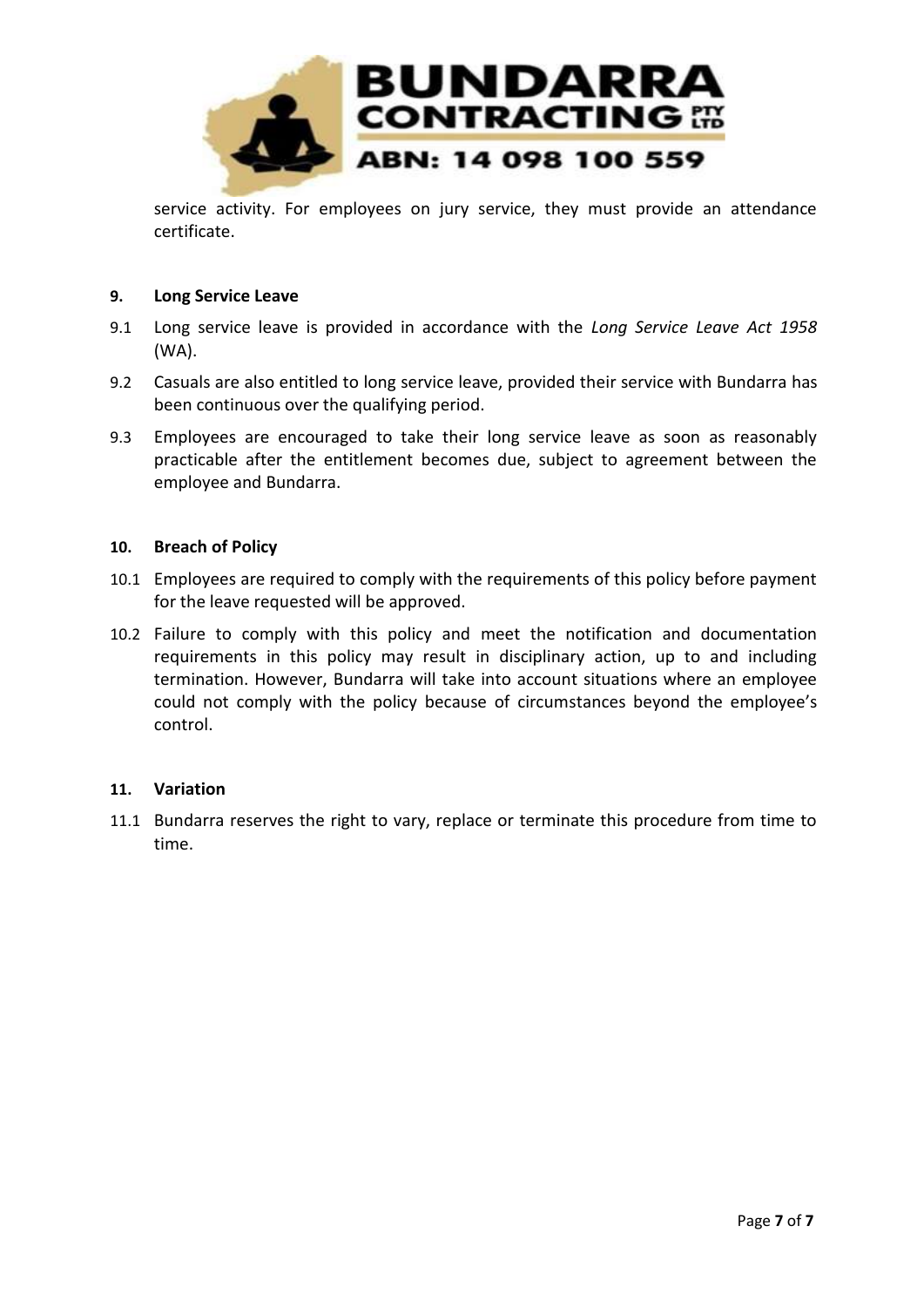service activity. For employees on jury service, they must provide an attendance certificate.

## 9. Long Service Leave

9.1 Long service leave is provided in accordance with the *Long Service Leave Act 1958* (WA).

9.2 Casuals are also entitled to long service leave, provided their service with Bundarra has been continuous over the qualifying period.

9.3 Employees are encouraged to take their long service leave as soon as reasonably practicable after the entitlement becomes due, subject to agreement between the employee and Bundarra.

## 10. Breach of Policy

10.1 Employees are required to comply with the requirements of this policy before payment for the leave requested will be approved.

10.2 Failure to comply with this policy and meet the notification and documentation requirements in this policy may result in disciplinary action, up to and including termination. However, Bundarra will take into account situations where an employee could not comply with the policy because of circumstances beyond the employee's control.

## 11. Variation

11.1 Bundarra reserves the right to vary, replace or terminate this procedure from time to time.